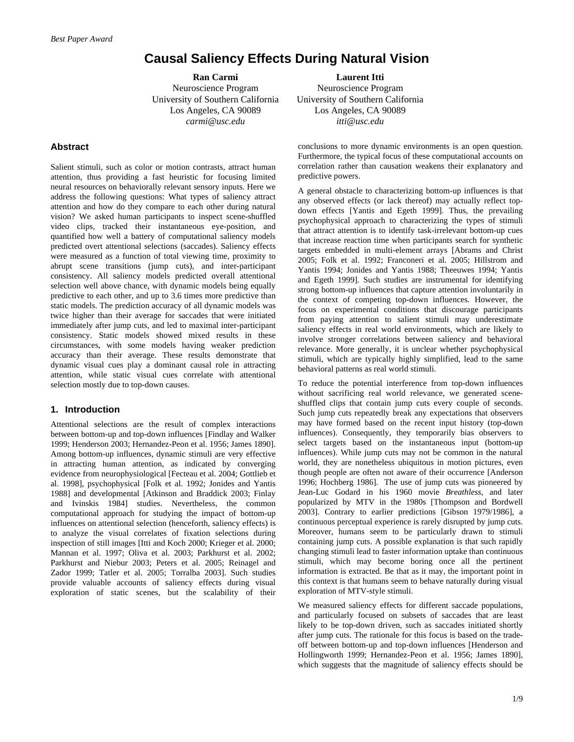*Best Paper Award*

# Causal Saliency Effects During Natural Vision

**Ran Carmi**
Neuroscience Program
University of Southern California
Los Angeles, CA 90089
*carmi@usc.edu*

**Laurent Itti**
Neuroscience Program
University of Southern California
Los Angeles, CA 90089
*itti@usc.edu*

## Abstract

Salient stimuli, such as color or motion contrasts, attract human attention, thus providing a fast heuristic for focusing limited neural resources on behaviorally relevant sensory inputs. Here we address the following questions: What types of saliency attract attention and how do they compare to each other during natural vision? We asked human participants to inspect scene-shuffled video clips, tracked their instantaneous eye-position, and quantified how well a battery of computational saliency models predicted overt attentional selections (saccades). Saliency effects were measured as a function of total viewing time, proximity to abrupt scene transitions (jump cuts), and inter-participant consistency. All saliency models predicted overall attentional selection well above chance, with dynamic models being equally predictive to each other, and up to 3.6 times more predictive than static models. The prediction accuracy of all dynamic models was twice higher than their average for saccades that were initiated immediately after jump cuts, and led to maximal inter-participant consistency. Static models showed mixed results in these circumstances, with some models having weaker prediction accuracy than their average. These results demonstrate that dynamic visual cues play a dominant causal role in attracting attention, while static visual cues correlate with attentional selection mostly due to top-down causes.

## 1. Introduction

Attentional selections are the result of complex interactions between bottom-up and top-down influences [Findlay and Walker 1999; Henderson 2003; Hernandez-Peon et al. 1956; James 1890]. Among bottom-up influences, dynamic stimuli are very effective in attracting human attention, as indicated by converging evidence from neurophysiological [Fecteau et al. 2004; Gottlieb et al. 1998], psychophysical [Folk et al. 1992; Jonides and Yantis 1988] and developmental [Atkinson and Braddick 2003; Finlay and Ivinskis 1984] studies. Nevertheless, the common computational approach for studying the impact of bottom-up influences on attentional selection (henceforth, saliency effects) is to analyze the visual correlates of fixation selections during inspection of still images [Itti and Koch 2000; Krieger et al. 2000; Mannan et al. 1997; Oliva et al. 2003; Parkhurst et al. 2002; Parkhurst and Niebur 2003; Peters et al. 2005; Reinagel and Zador 1999; Tatler et al. 2005; Torralba 2003]. Such studies provide valuable accounts of saliency effects during visual exploration of static scenes, but the scalability of their conclusions to more dynamic environments is an open question. Furthermore, the typical focus of these computational accounts on correlation rather than causation weakens their explanatory and predictive powers.

A general obstacle to characterizing bottom-up influences is that any observed effects (or lack thereof) may actually reflect top-down effects [Yantis and Egeth 1999]. Thus, the prevailing psychophysical approach to characterizing the types of stimuli that attract attention is to identify task-irrelevant bottom-up cues that increase reaction time when participants search for synthetic targets embedded in multi-element arrays [Abrams and Christ 2005; Folk et al. 1992; Franconeri et al. 2005; Hillstrom and Yantis 1994; Jonides and Yantis 1988; Theeuwes 1994; Yantis and Egeth 1999]. Such studies are instrumental for identifying strong bottom-up influences that capture attention involuntarily in the context of competing top-down influences. However, the focus on experimental conditions that discourage participants from paying attention to salient stimuli may underestimate saliency effects in real world environments, which are likely to involve stronger correlations between saliency and behavioral relevance. More generally, it is unclear whether psychophysical stimuli, which are typically highly simplified, lead to the same behavioral patterns as real world stimuli.

To reduce the potential interference from top-down influences without sacrificing real world relevance, we generated scene-shuffled clips that contain jump cuts every couple of seconds. Such jump cuts repeatedly break any expectations that observers may have formed based on the recent input history (top-down influences). Consequently, they temporarily bias observers to select targets based on the instantaneous input (bottom-up influences). While jump cuts may not be common in the natural world, they are nonetheless ubiquitous in motion pictures, even though people are often not aware of their occurrence [Anderson 1996; Hochberg 1986]. The use of jump cuts was pioneered by Jean-Luc Godard in his 1960 movie *Breathless*, and later popularized by MTV in the 1980s [Thompson and Bordwell 2003]. Contrary to earlier predictions [Gibson 1979/1986], a continuous perceptual experience is rarely disrupted by jump cuts. Moreover, humans seem to be particularly drawn to stimuli containing jump cuts. A possible explanation is that such rapidly changing stimuli lead to faster information uptake than continuous stimuli, which may become boring once all the pertinent information is extracted. Be that as it may, the important point in this context is that humans seem to behave naturally during visual exploration of MTV-style stimuli.

We measured saliency effects for different saccade populations, and particularly focused on subsets of saccades that are least likely to be top-down driven, such as saccades initiated shortly after jump cuts. The rationale for this focus is based on the trade-off between bottom-up and top-down influences [Henderson and Hollingworth 1999; Hernandez-Peon et al. 1956; James 1890], which suggests that the magnitude of saliency effects should be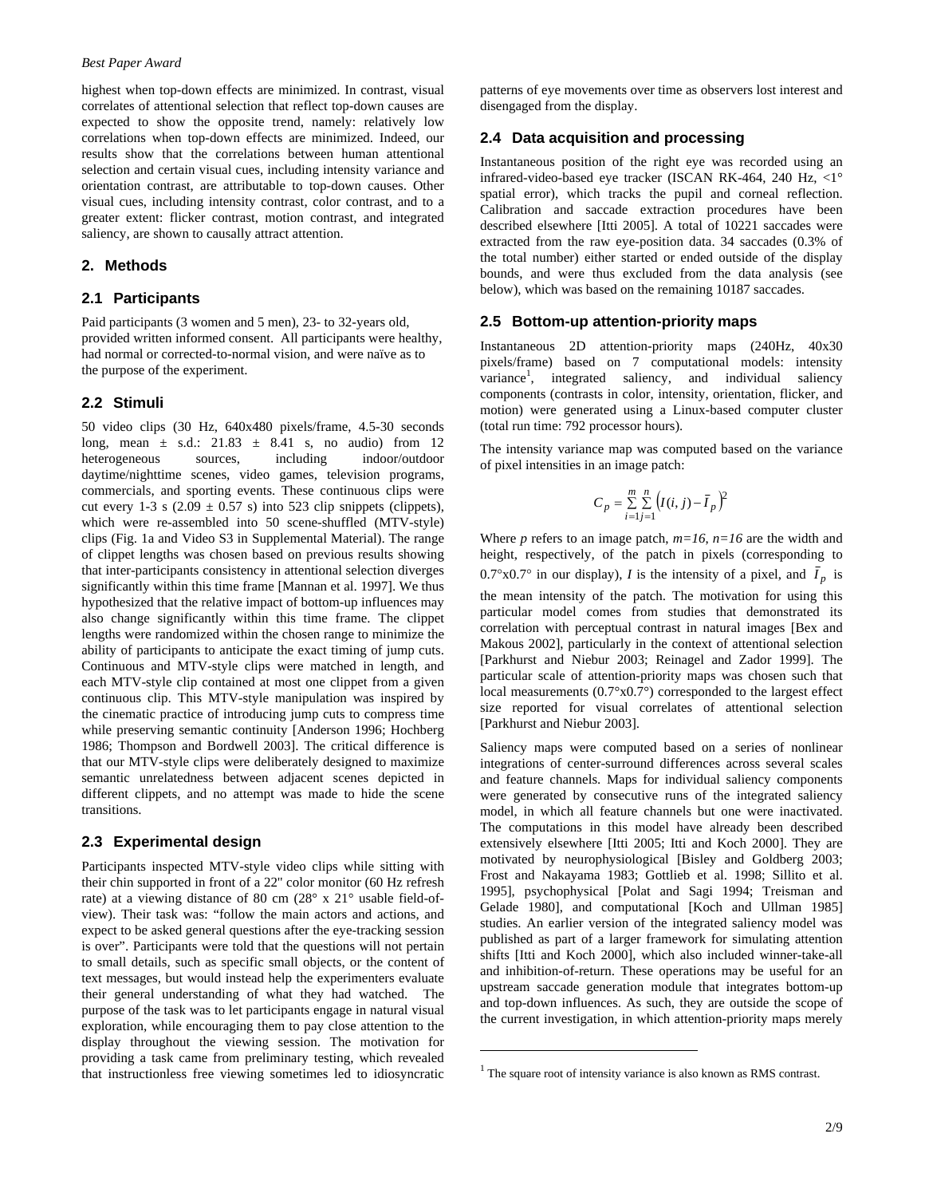highest when top-down effects are minimized. In contrast, visual correlates of attentional selection that reflect top-down causes are expected to show the opposite trend, namely: relatively low correlations when top-down effects are minimized. Indeed, our results show that the correlations between human attentional selection and certain visual cues, including intensity variance and orientation contrast, are attributable to top-down causes. Other visual cues, including intensity contrast, color contrast, and to a greater extent: flicker contrast, motion contrast, and integrated saliency, are shown to causally attract attention.

## 2. Methods

### 2.1 Participants

Paid participants (3 women and 5 men), 23- to 32-years old, provided written informed consent. All participants were healthy, had normal or corrected-to-normal vision, and were naïve as to the purpose of the experiment.

### 2.2 Stimuli

50 video clips (30 Hz, 640x480 pixels/frame, 4.5-30 seconds long, mean ± s.d.: 21.83 ± 8.41 s, no audio) from 12 heterogeneous sources, including indoor/outdoor daytime/nighttime scenes, video games, television programs, commercials, and sporting events. These continuous clips were cut every 1-3 s (2.09 ± 0.57 s) into 523 clip snippets (clippets), which were re-assembled into 50 scene-shuffled (MTV-style) clips (Fig. 1a and Video S3 in Supplemental Material). The range of clippet lengths was chosen based on previous results showing that inter-participants consistency in attentional selection diverges significantly within this time frame [Mannan et al. 1997]. We thus hypothesized that the relative impact of bottom-up influences may also change significantly within this time frame. The clippet lengths were randomized within the chosen range to minimize the ability of participants to anticipate the exact timing of jump cuts. Continuous and MTV-style clips were matched in length, and each MTV-style clip contained at most one clippet from a given continuous clip. This MTV-style manipulation was inspired by the cinematic practice of introducing jump cuts to compress time while preserving semantic continuity [Anderson 1996; Hochberg 1986; Thompson and Bordwell 2003]. The critical difference is that our MTV-style clips were deliberately designed to maximize semantic unrelatedness between adjacent scenes depicted in different clippets, and no attempt was made to hide the scene transitions.

### 2.3 Experimental design

Participants inspected MTV-style video clips while sitting with their chin supported in front of a 22" color monitor (60 Hz refresh rate) at a viewing distance of 80 cm (28° x 21° usable field-of-view). Their task was: "follow the main actors and actions, and expect to be asked general questions after the eye-tracking session is over". Participants were told that the questions will not pertain to small details, such as specific small objects, or the content of text messages, but would instead help the experimenters evaluate their general understanding of what they had watched. The purpose of the task was to let participants engage in natural visual exploration, while encouraging them to pay close attention to the display throughout the viewing session. The motivation for providing a task came from preliminary testing, which revealed that instructionless free viewing sometimes led to idiosyncratic patterns of eye movements over time as observers lost interest and disengaged from the display.

### 2.4 Data acquisition and processing

Instantaneous position of the right eye was recorded using an infrared-video-based eye tracker (ISCAN RK-464, 240 Hz, <1° spatial error), which tracks the pupil and corneal reflection. Calibration and saccade extraction procedures have been described elsewhere [Itti 2005]. A total of 10221 saccades were extracted from the raw eye-position data. 34 saccades (0.3% of the total number) either started or ended outside of the display bounds, and were thus excluded from the data analysis (see below), which was based on the remaining 10187 saccades.

### 2.5 Bottom-up attention-priority maps

Instantaneous 2D attention-priority maps (240Hz, 40x30 pixels/frame) based on 7 computational models: intensity variance[1], integrated saliency, and individual saliency components (contrasts in color, intensity, orientation, flicker, and motion) were generated using a Linux-based computer cluster (total run time: 792 processor hours).

The intensity variance map was computed based on the variance of pixel intensities in an image patch:

$$C_p = \sum_{i=1}^{m} \sum_{j=1}^{n} \left( I(i,j) - \bar{I}_p \right)^2$$

Where *p* refers to an image patch, *m=16*, *n=16* are the width and height, respectively, of the patch in pixels (corresponding to 0.7°x0.7° in our display), *I* is the intensity of a pixel, and $\bar{I}_p$ is the mean intensity of the patch. The motivation for using this particular model comes from studies that demonstrated its correlation with perceptual contrast in natural images [Bex and Makous 2002], particularly in the context of attentional selection [Parkhurst and Niebur 2003; Reinagel and Zador 1999]. The particular scale of attention-priority maps was chosen such that local measurements (0.7°x0.7°) corresponded to the largest effect size reported for visual correlates of attentional selection [Parkhurst and Niebur 2003].

Saliency maps were computed based on a series of nonlinear integrations of center-surround differences across several scales and feature channels. Maps for individual saliency components were generated by consecutive runs of the integrated saliency model, in which all feature channels but one were inactivated. The computations in this model have already been described extensively elsewhere [Itti 2005; Itti and Koch 2000]. They are motivated by neurophysiological [Bisley and Goldberg 2003; Frost and Nakayama 1983; Gottlieb et al. 1998; Sillito et al. 1995], psychophysical [Polat and Sagi 1994; Treisman and Gelade 1980], and computational [Koch and Ullman 1985] studies. An earlier version of the integrated saliency model was published as part of a larger framework for simulating attention shifts [Itti and Koch 2000], which also included winner-take-all and inhibition-of-return. These operations may be useful for an upstream saccade generation module that integrates bottom-up and top-down influences. As such, they are outside the scope of the current investigation, in which attention-priority maps merely

[1] The square root of intensity variance is also known as RMS contrast.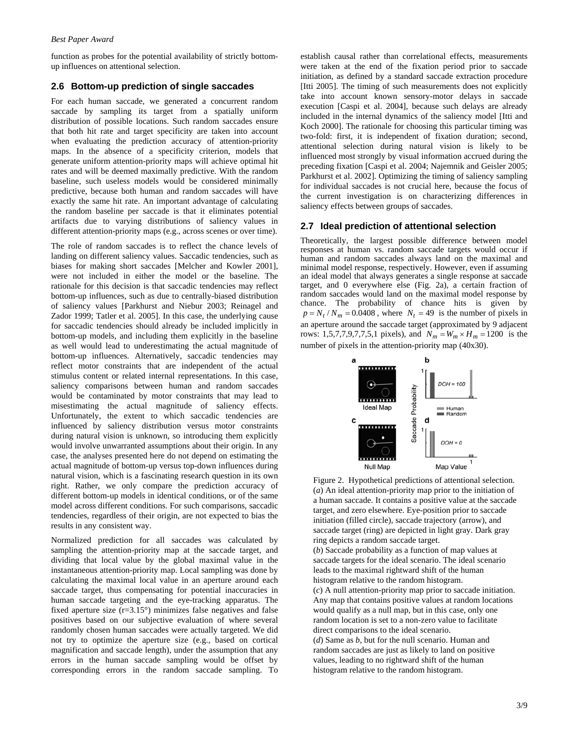function as probes for the potential availability of strictly bottom-up influences on attentional selection.

## 2.6 Bottom-up prediction of single saccades

For each human saccade, we generated a concurrent random saccade by sampling its target from a spatially uniform distribution of possible locations. Such random saccades ensure that both hit rate and target specificity are taken into account when evaluating the prediction accuracy of attention-priority maps. In the absence of a specificity criterion, models that generate uniform attention-priority maps will achieve optimal hit rates and will be deemed maximally predictive. With the random baseline, such useless models would be considered minimally predictive, because both human and random saccades will have exactly the same hit rate. An important advantage of calculating the random baseline per saccade is that it eliminates potential artifacts due to varying distributions of saliency values in different attention-priority maps (e.g., across scenes or over time).

The role of random saccades is to reflect the chance levels of landing on different saliency values. Saccadic tendencies, such as biases for making short saccades [Melcher and Kowler 2001], were not included in either the model or the baseline. The rationale for this decision is that saccadic tendencies may reflect bottom-up influences, such as due to centrally-biased distribution of saliency values [Parkhurst and Niebur 2003; Reinagel and Zador 1999; Tatler et al. 2005]. In this case, the underlying cause for saccadic tendencies should already be included implicitly in bottom-up models, and including them explicitly in the baseline as well would lead to underestimating the actual magnitude of bottom-up influences. Alternatively, saccadic tendencies may reflect motor constraints that are independent of the actual stimulus content or related internal representations. In this case, saliency comparisons between human and random saccades would be contaminated by motor constraints that may lead to misestimating the actual magnitude of saliency effects. Unfortunately, the extent to which saccadic tendencies are influenced by saliency distribution versus motor constraints during natural vision is unknown, so introducing them explicitly would involve unwarranted assumptions about their origin. In any case, the analyses presented here do not depend on estimating the actual magnitude of bottom-up versus top-down influences during natural vision, which is a fascinating research question in its own right. Rather, we only compare the prediction accuracy of different bottom-up models in identical conditions, or of the same model across different conditions. For such comparisons, saccadic tendencies, regardless of their origin, are not expected to bias the results in any consistent way.

Normalized prediction for all saccades was calculated by sampling the attention-priority map at the saccade target, and dividing that local value by the global maximal value in the instantaneous attention-priority map. Local sampling was done by calculating the maximal local value in an aperture around each saccade target, thus compensating for potential inaccuracies in human saccade targeting and the eye-tracking apparatus. The fixed aperture size (r=3.15°) minimizes false negatives and false positives based on our subjective evaluation of where several randomly chosen human saccades were actually targeted. We did not try to optimize the aperture size (e.g., based on cortical magnification and saccade length), under the assumption that any errors in the human saccade sampling would be offset by corresponding errors in the random saccade sampling. To establish causal rather than correlational effects, measurements were taken at the end of the fixation period prior to saccade initiation, as defined by a standard saccade extraction procedure [Itti 2005]. The timing of such measurements does not explicitly take into account known sensory-motor delays in saccade execution [Caspi et al. 2004], because such delays are already included in the internal dynamics of the saliency model [Itti and Koch 2000]. The rationale for choosing this particular timing was two-fold: first, it is independent of fixation duration; second, attentional selection during natural vision is likely to be influenced most strongly by visual information accrued during the preceding fixation [Caspi et al. 2004; Najemnik and Geisler 2005; Parkhurst et al. 2002]. Optimizing the timing of saliency sampling for individual saccades is not crucial here, because the focus of the current investigation is on characterizing differences in saliency effects between groups of saccades.

## 2.7 Ideal prediction of attentional selection

Theoretically, the largest possible difference between model responses at human vs. random saccade targets would occur if human and random saccades always land on the maximal and minimal model response, respectively. However, even if assuming an ideal model that always generates a single response at saccade target, and 0 everywhere else (Fig. 2a), a certain fraction of random saccades would land on the maximal model response by chance. The probability of chance hits is given by $p = N_t / N_m = 0.0408$, where $N_t = 49$ is the number of pixels in an aperture around the saccade target (approximated by 9 adjacent rows: 1,5,7,7,9,7,7,5,1 pixels), and $N_m = W_m \times H_m = 1200$ is the number of pixels in the attention-priority map (40x30).

a
Ideal Map
b
1
DOH = 100
Human
Random
c
Null Map
d
1
DOH = 0
Saccade Probability
Map Value
1

Figure 2. Hypothetical predictions of attentional selection. (*a*) An ideal attention-priority map prior to the initiation of a human saccade. It contains a positive value at the saccade target, and zero elsewhere. Eye-position prior to saccade initiation (filled circle), saccade trajectory (arrow), and saccade target (ring) are depicted in light gray. Dark gray ring depicts a random saccade target.
(*b*) Saccade probability as a function of map values at saccade targets for the ideal scenario. The ideal scenario leads to the maximal rightward shift of the human histogram relative to the random histogram.
(*c*) A null attention-priority map prior to saccade initiation. Any map that contains positive values at random locations would qualify as a null map, but in this case, only one random location is set to a non-zero value to facilitate direct comparisons to the ideal scenario.
(*d*) Same as *b*, but for the null scenario. Human and random saccades are just as likely to land on positive values, leading to no rightward shift of the human histogram relative to the random histogram.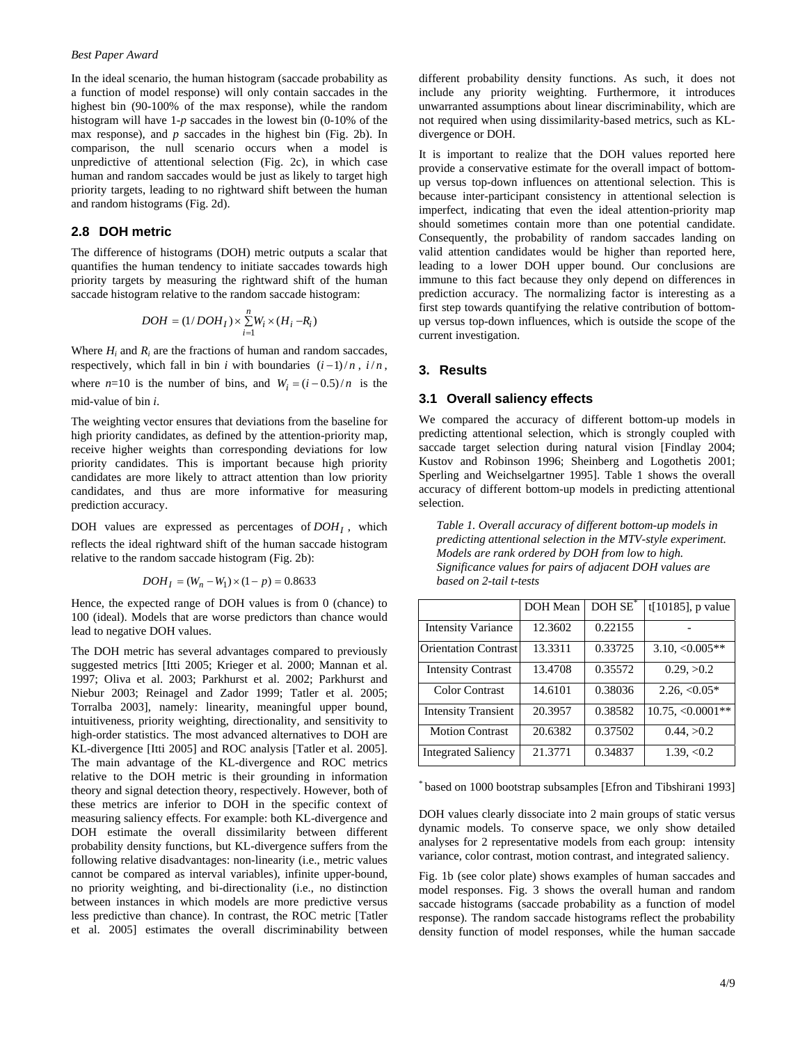In the ideal scenario, the human histogram (saccade probability as a function of model response) will only contain saccades in the highest bin (90-100% of the max response), while the random histogram will have 1-$p$ saccades in the lowest bin (0-10% of the max response), and $p$ saccades in the highest bin (Fig. 2b). In comparison, the null scenario occurs when a model is unpredictive of attentional selection (Fig. 2c), in which case human and random saccades would be just as likely to target high priority targets, leading to no rightward shift between the human and random histograms (Fig. 2d).

## 2.8 DOH metric

The difference of histograms (DOH) metric outputs a scalar that quantifies the human tendency to initiate saccades towards high priority targets by measuring the rightward shift of the human saccade histogram relative to the random saccade histogram:

$$DOH = (1/DOH_I) \times \sum_{i=1}^{n} W_i \times (H_i - R_i)$$

Where $H_i$ and $R_i$ are the fractions of human and random saccades, respectively, which fall in bin $i$ with boundaries $(i-1)/n$, $i/n$, where $n$=10 is the number of bins, and $W_i = (i-0.5)/n$ is the mid-value of bin $i$.

The weighting vector ensures that deviations from the baseline for high priority candidates, as defined by the attention-priority map, receive higher weights than corresponding deviations for low priority candidates. This is important because high priority candidates are more likely to attract attention than low priority candidates, and thus are more informative for measuring prediction accuracy.

DOH values are expressed as percentages of $DOH_I$, which reflects the ideal rightward shift of the human saccade histogram relative to the random saccade histogram (Fig. 2b):

$$DOH_I = (W_n - W_1) \times (1-p) = 0.8633$$

Hence, the expected range of DOH values is from 0 (chance) to 100 (ideal). Models that are worse predictors than chance would lead to negative DOH values.

The DOH metric has several advantages compared to previously suggested metrics [Itti 2005; Krieger et al. 2000; Mannan et al. 1997; Oliva et al. 2003; Parkhurst et al. 2002; Parkhurst and Niebur 2003; Reinagel and Zador 1999; Tatler et al. 2005; Torralba 2003], namely: linearity, meaningful upper bound, intuitiveness, priority weighting, directionality, and sensitivity to high-order statistics. The most advanced alternatives to DOH are KL-divergence [Itti 2005] and ROC analysis [Tatler et al. 2005]. The main advantage of the KL-divergence and ROC metrics relative to the DOH metric is their grounding in information theory and signal detection theory, respectively. However, both of these metrics are inferior to DOH in the specific context of measuring saliency effects. For example: both KL-divergence and DOH estimate the overall dissimilarity between different probability density functions, but KL-divergence suffers from the following relative disadvantages: non-linearity (i.e., metric values cannot be compared as interval variables), infinite upper-bound, no priority weighting, and bi-directionality (i.e., no distinction between instances in which models are more predictive versus less predictive than chance). In contrast, the ROC metric [Tatler et al. 2005] estimates the overall discriminability between different probability density functions. As such, it does not include any priority weighting. Furthermore, it introduces unwarranted assumptions about linear discriminability, which are not required when using dissimilarity-based metrics, such as KL-divergence or DOH.

It is important to realize that the DOH values reported here provide a conservative estimate for the overall impact of bottom-up versus top-down influences on attentional selection. This is because inter-participant consistency in attentional selection is imperfect, indicating that even the ideal attention-priority map should sometimes contain more than one potential candidate. Consequently, the probability of random saccades landing on valid attention candidates would be higher than reported here, leading to a lower DOH upper bound. Our conclusions are immune to this fact because they only depend on differences in prediction accuracy. The normalizing factor is interesting as a first step towards quantifying the relative contribution of bottom-up versus top-down influences, which is outside the scope of the current investigation.

# 3. Results

## 3.1 Overall saliency effects

We compared the accuracy of different bottom-up models in predicting attentional selection, which is strongly coupled with saccade target selection during natural vision [Findlay 2004; Kustov and Robinson 1996; Sheinberg and Logothetis 2001; Sperling and Weichselgartner 1995]. Table 1 shows the overall accuracy of different bottom-up models in predicting attentional selection.

*Table 1. Overall accuracy of different bottom-up models in predicting attentional selection in the MTV-style experiment. Models are rank ordered by DOH from low to high. Significance values for pairs of adjacent DOH values are based on 2-tail t-tests*

| | DOH Mean | DOH SE* | t[10185], p value |
|---|---|---|---|
| Intensity Variance | 12.3602 | 0.22155 | - |
| Orientation Contrast | 13.3311 | 0.33725 | 3.10, <0.005** |
| Intensity Contrast | 13.4708 | 0.35572 | 0.29, >0.2 |
| Color Contrast | 14.6101 | 0.38036 | 2.26, <0.05* |
| Intensity Transient | 20.3957 | 0.38582 | 10.75, <0.0001** |
| Motion Contrast | 20.6382 | 0.37502 | 0.44, >0.2 |
| Integrated Saliency | 21.3771 | 0.34837 | 1.39, <0.2 |

\* based on 1000 bootstrap subsamples [Efron and Tibshirani 1993]

DOH values clearly dissociate into 2 main groups of static versus dynamic models. To conserve space, we only show detailed analyses for 2 representative models from each group: intensity variance, color contrast, motion contrast, and integrated saliency.

Fig. 1b (see color plate) shows examples of human saccades and model responses. Fig. 3 shows the overall human and random saccade histograms (saccade probability as a function of model response). The random saccade histograms reflect the probability density function of model responses, while the human saccade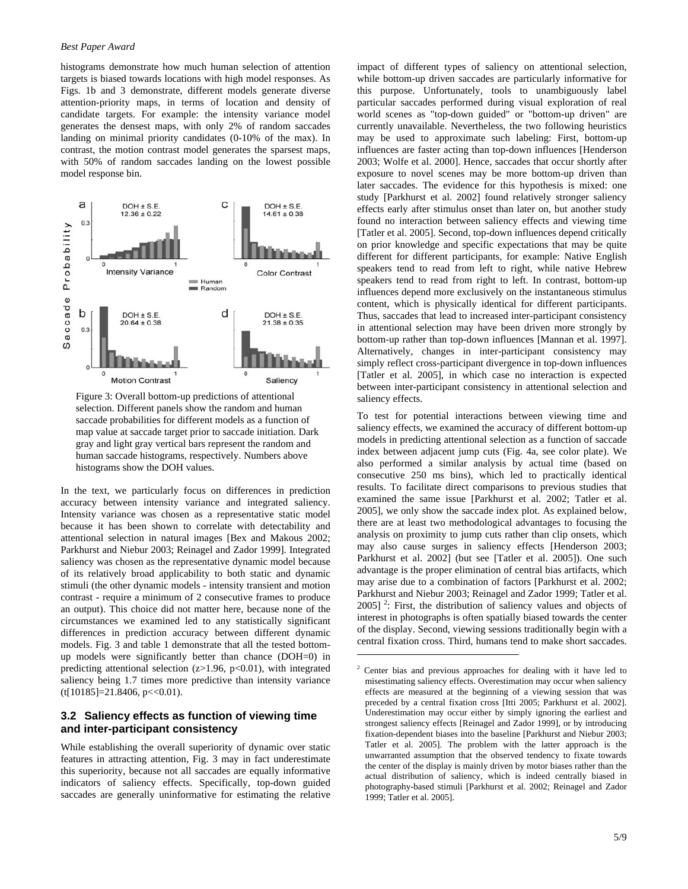histograms demonstrate how much human selection of attention targets is biased towards locations with high model responses. As Figs. 1b and 3 demonstrate, different models generate diverse attention-priority maps, in terms of location and density of candidate targets. For example: the intensity variance model generates the densest maps, with only 2% of random saccades landing on minimal priority candidates (0-10% of the max). In contrast, the motion contrast model generates the sparsest maps, with 50% of random saccades landing on the lowest possible model response bin.

Figure 3: Overall bottom-up predictions of attentional selection. Different panels show the random and human saccade probabilities for different models as a function of map value at saccade target prior to saccade initiation. Dark gray and light gray vertical bars represent the random and human saccade histograms, respectively. Numbers above histograms show the DOH values.

In the text, we particularly focus on differences in prediction accuracy between intensity variance and integrated saliency. Intensity variance was chosen as a representative static model because it has been shown to correlate with detectability and attentional selection in natural images [Bex and Makous 2002; Parkhurst and Niebur 2003; Reinagel and Zador 1999]. Integrated saliency was chosen as the representative dynamic model because of its relatively broad applicability to both static and dynamic stimuli (the other dynamic models - intensity transient and motion contrast - require a minimum of 2 consecutive frames to produce an output). This choice did not matter here, because none of the circumstances we examined led to any statistically significant differences in prediction accuracy between different dynamic models. Fig. 3 and table 1 demonstrate that all the tested bottom-up models were significantly better than chance (DOH=0) in predicting attentional selection ($z>1.96$, $p<0.01$), with integrated saliency being 1.7 times more predictive than intensity variance ($t[10185]=21.8406$, $p<<0.01$).

### 3.2 Saliency effects as function of viewing time and inter-participant consistency

While establishing the overall superiority of dynamic over static features in attracting attention, Fig. 3 may in fact underestimate this superiority, because not all saccades are equally informative indicators of saliency effects. Specifically, top-down guided saccades are generally uninformative for estimating the relative impact of different types of saliency on attentional selection, while bottom-up driven saccades are particularly informative for this purpose. Unfortunately, tools to unambiguously label particular saccades performed during visual exploration of real world scenes as "top-down guided" or "bottom-up driven" are currently unavailable. Nevertheless, the two following heuristics may be used to approximate such labeling: First, bottom-up influences are faster acting than top-down influences [Henderson 2003; Wolfe et al. 2000]. Hence, saccades that occur shortly after exposure to novel scenes may be more bottom-up driven than later saccades. The evidence for this hypothesis is mixed: one study [Parkhurst et al. 2002] found relatively stronger saliency effects early after stimulus onset than later on, but another study found no interaction between saliency effects and viewing time [Tatler et al. 2005]. Second, top-down influences depend critically on prior knowledge and specific expectations that may be quite different for different participants, for example: Native English speakers tend to read from left to right, while native Hebrew speakers tend to read from right to left. In contrast, bottom-up influences depend more exclusively on the instantaneous stimulus content, which is physically identical for different participants. Thus, saccades that lead to increased inter-participant consistency in attentional selection may have been driven more strongly by bottom-up rather than top-down influences [Mannan et al. 1997]. Alternatively, changes in inter-participant consistency may simply reflect cross-participant divergence in top-down influences [Tatler et al. 2005], in which case no interaction is expected between inter-participant consistency in attentional selection and saliency effects.

To test for potential interactions between viewing time and saliency effects, we examined the accuracy of different bottom-up models in predicting attentional selection as a function of saccade index between adjacent jump cuts (Fig. 4a, see color plate). We also performed a similar analysis by actual time (based on consecutive 250 ms bins), which led to practically identical results. To facilitate direct comparisons to previous studies that examined the same issue [Parkhurst et al. 2002; Tatler et al. 2005], we only show the saccade index plot. As explained below, there are at least two methodological advantages to focusing the analysis on proximity to jump cuts rather than clip onsets, which may also cause surges in saliency effects [Henderson 2003; Parkhurst et al. 2002] (but see [Tatler et al. 2005]). One such advantage is the proper elimination of central bias artifacts, which may arise due to a combination of factors [Parkhurst et al. 2002; Parkhurst and Niebur 2003; Reinagel and Zador 1999; Tatler et al. 2005] [2]: First, the distribution of saliency values and objects of interest in photographs is often spatially biased towards the center of the display. Second, viewing sessions traditionally begin with a central fixation cross. Third, humans tend to make short saccades.

[2] Center bias and previous approaches for dealing with it have led to misestimating saliency effects. Overestimation may occur when saliency effects are measured at the beginning of a viewing session that was preceded by a central fixation cross [Itti 2005; Parkhurst et al. 2002]. Underestimation may occur either by simply ignoring the earliest and strongest saliency effects [Reinagel and Zador 1999], or by introducing fixation-dependent biases into the baseline [Parkhurst and Niebur 2003; Tatler et al. 2005]. The problem with the latter approach is the unwarranted assumption that the observed tendency to fixate towards the center of the display is mainly driven by motor biases rather than the actual distribution of saliency, which is indeed centrally biased in photography-based stimuli [Parkhurst et al. 2002; Reinagel and Zador 1999; Tatler et al. 2005].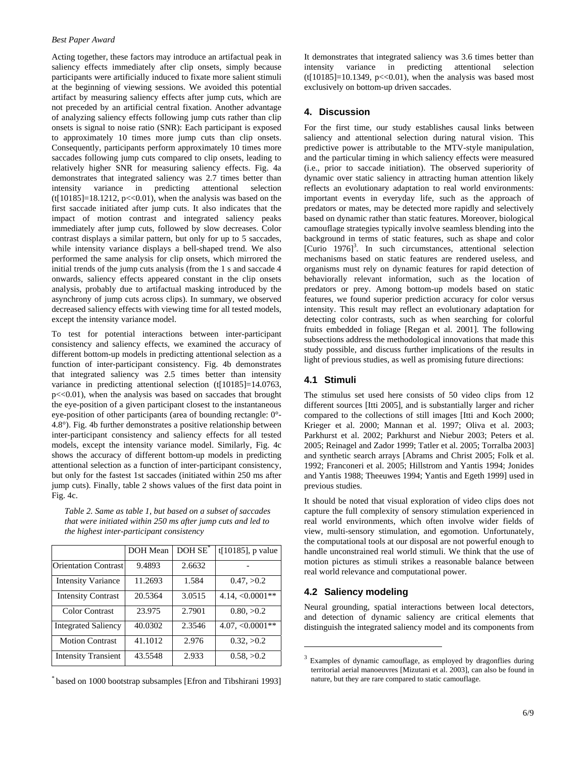Acting together, these factors may introduce an artifactual peak in saliency effects immediately after clip onsets, simply because participants were artificially induced to fixate more salient stimuli at the beginning of viewing sessions. We avoided this potential artifact by measuring saliency effects after jump cuts, which are not preceded by an artificial central fixation. Another advantage of analyzing saliency effects following jump cuts rather than clip onsets is signal to noise ratio (SNR): Each participant is exposed to approximately 10 times more jump cuts than clip onsets. Consequently, participants perform approximately 10 times more saccades following jump cuts compared to clip onsets, leading to relatively higher SNR for measuring saliency effects. Fig. 4a demonstrates that integrated saliency was 2.7 times better than intensity variance in predicting attentional selection ($t[10185]=18.1212$, $p<<0.01$), when the analysis was based on the first saccade initiated after jump cuts. It also indicates that the impact of motion contrast and integrated saliency peaks immediately after jump cuts, followed by slow decreases. Color contrast displays a similar pattern, but only for up to 5 saccades, while intensity variance displays a bell-shaped trend. We also performed the same analysis for clip onsets, which mirrored the initial trends of the jump cuts analysis (from the 1 s and saccade 4 onwards, saliency effects appeared constant in the clip onsets analysis, probably due to artifactual masking introduced by the asynchrony of jump cuts across clips). In summary, we observed decreased saliency effects with viewing time for all tested models, except the intensity variance model.

To test for potential interactions between inter-participant consistency and saliency effects, we examined the accuracy of different bottom-up models in predicting attentional selection as a function of inter-participant consistency. Fig. 4b demonstrates that integrated saliency was 2.5 times better than intensity variance in predicting attentional selection ($t[10185]=14.0763$, $p<<0.01$), when the analysis was based on saccades that brought the eye-position of a given participant closest to the instantaneous eye-position of other participants (area of bounding rectangle: 0°-4.8°). Fig. 4b further demonstrates a positive relationship between inter-participant consistency and saliency effects for all tested models, except the intensity variance model. Similarly, Fig. 4c shows the accuracy of different bottom-up models in predicting attentional selection as a function of inter-participant consistency, but only for the fastest 1st saccades (initiated within 250 ms after jump cuts). Finally, table 2 shows values of the first data point in Fig. 4c.

*Table 2. Same as table 1, but based on a subset of saccades that were initiated within 250 ms after jump cuts and led to the highest inter-participant consistency*

| | DOH Mean | DOH SE* | t[10185], p value |
|---|---|---|---|
| Orientation Contrast | 9.4893 | 2.6632 | - |
| Intensity Variance | 11.2693 | 1.584 | 0.47, >0.2 |
| Intensity Contrast | 20.5364 | 3.0515 | 4.14, <0.0001** |
| Color Contrast | 23.975 | 2.7901 | 0.80, >0.2 |
| Integrated Saliency | 40.0302 | 2.3546 | 4.07, <0.0001** |
| Motion Contrast | 41.1012 | 2.976 | 0.32, >0.2 |
| Intensity Transient | 43.5548 | 2.933 | 0.58, >0.2 |

* based on 1000 bootstrap subsamples [Efron and Tibshirani 1993]

It demonstrates that integrated saliency was 3.6 times better than intensity variance in predicting attentional selection ($t[10185]=10.1349$, $p<<0.01$), when the analysis was based most exclusively on bottom-up driven saccades.

## 4. Discussion

For the first time, our study establishes causal links between saliency and attentional selection during natural vision. This predictive power is attributable to the MTV-style manipulation, and the particular timing in which saliency effects were measured (i.e., prior to saccade initiation). The observed superiority of dynamic over static saliency in attracting human attention likely reflects an evolutionary adaptation to real world environments: important events in everyday life, such as the approach of predators or mates, may be detected more rapidly and selectively based on dynamic rather than static features. Moreover, biological camouflage strategies typically involve seamless blending into the background in terms of static features, such as shape and color [Curio 1976][3]. In such circumstances, attentional selection mechanisms based on static features are rendered useless, and organisms must rely on dynamic features for rapid detection of behaviorally relevant information, such as the location of predators or prey. Among bottom-up models based on static features, we found superior prediction accuracy for color versus intensity. This result may reflect an evolutionary adaptation for detecting color contrasts, such as when searching for colorful fruits embedded in foliage [Regan et al. 2001]. The following subsections address the methodological innovations that made this study possible, and discuss further implications of the results in light of previous studies, as well as promising future directions:

### 4.1 Stimuli

The stimulus set used here consists of 50 video clips from 12 different sources [Itti 2005], and is substantially larger and richer compared to the collections of still images [Itti and Koch 2000; Krieger et al. 2000; Mannan et al. 1997; Oliva et al. 2003; Parkhurst et al. 2002; Parkhurst and Niebur 2003; Peters et al. 2005; Reinagel and Zador 1999; Tatler et al. 2005; Torralba 2003] and synthetic search arrays [Abrams and Christ 2005; Folk et al. 1992; Franconeri et al. 2005; Hillstrom and Yantis 1994; Jonides and Yantis 1988; Theeuwes 1994; Yantis and Egeth 1999] used in previous studies.

It should be noted that visual exploration of video clips does not capture the full complexity of sensory stimulation experienced in real world environments, which often involve wider fields of view, multi-sensory stimulation, and egomotion. Unfortunately, the computational tools at our disposal are not powerful enough to handle unconstrained real world stimuli. We think that the use of motion pictures as stimuli strikes a reasonable balance between real world relevance and computational power.

### 4.2 Saliency modeling

Neural grounding, spatial interactions between local detectors, and detection of dynamic saliency are critical elements that distinguish the integrated saliency model and its components from

[3] Examples of dynamic camouflage, as employed by dragonflies during territorial aerial manoeuvres [Mizutani et al. 2003], can also be found in nature, but they are rare compared to static camouflage.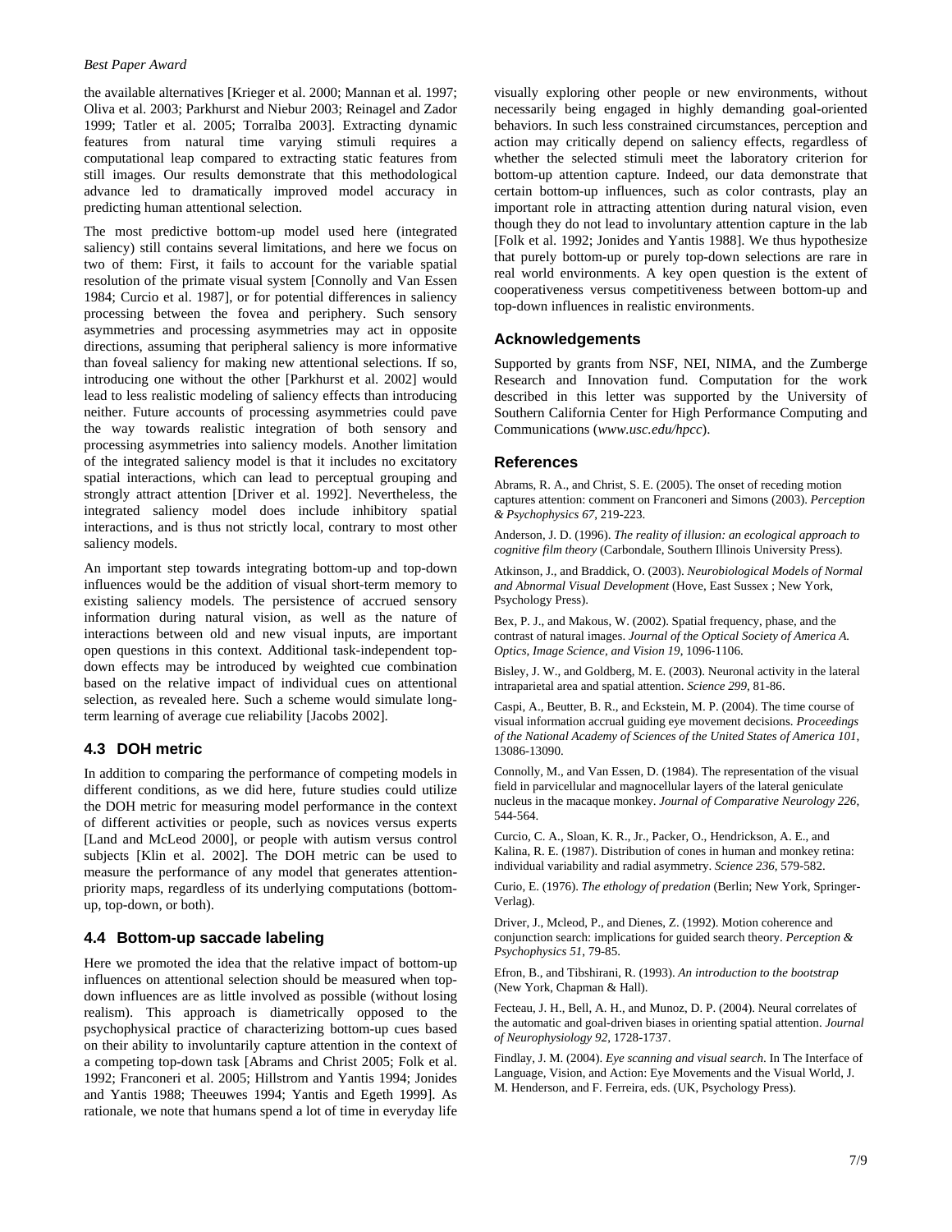the available alternatives [Krieger et al. 2000; Mannan et al. 1997; Oliva et al. 2003; Parkhurst and Niebur 2003; Reinagel and Zador 1999; Tatler et al. 2005; Torralba 2003]. Extracting dynamic features from natural time varying stimuli requires a computational leap compared to extracting static features from still images. Our results demonstrate that this methodological advance led to dramatically improved model accuracy in predicting human attentional selection.

The most predictive bottom-up model used here (integrated saliency) still contains several limitations, and here we focus on two of them: First, it fails to account for the variable spatial resolution of the primate visual system [Connolly and Van Essen 1984; Curcio et al. 1987], or for potential differences in saliency processing between the fovea and periphery. Such sensory asymmetries and processing asymmetries may act in opposite directions, assuming that peripheral saliency is more informative than foveal saliency for making new attentional selections. If so, introducing one without the other [Parkhurst et al. 2002] would lead to less realistic modeling of saliency effects than introducing neither. Future accounts of processing asymmetries could pave the way towards realistic integration of both sensory and processing asymmetries into saliency models. Another limitation of the integrated saliency model is that it includes no excitatory spatial interactions, which can lead to perceptual grouping and strongly attract attention [Driver et al. 1992]. Nevertheless, the integrated saliency model does include inhibitory spatial interactions, and is thus not strictly local, contrary to most other saliency models.

An important step towards integrating bottom-up and top-down influences would be the addition of visual short-term memory to existing saliency models. The persistence of accrued sensory information during natural vision, as well as the nature of interactions between old and new visual inputs, are important open questions in this context. Additional task-independent top-down effects may be introduced by weighted cue combination based on the relative impact of individual cues on attentional selection, as revealed here. Such a scheme would simulate long-term learning of average cue reliability [Jacobs 2002].

### 4.3 DOH metric

In addition to comparing the performance of competing models in different conditions, as we did here, future studies could utilize the DOH metric for measuring model performance in the context of different activities or people, such as novices versus experts [Land and McLeod 2000], or people with autism versus control subjects [Klin et al. 2002]. The DOH metric can be used to measure the performance of any model that generates attention-priority maps, regardless of its underlying computations (bottom-up, top-down, or both).

### 4.4 Bottom-up saccade labeling

Here we promoted the idea that the relative impact of bottom-up influences on attentional selection should be measured when top-down influences are as little involved as possible (without losing realism). This approach is diametrically opposed to the psychophysical practice of characterizing bottom-up cues based on their ability to involuntarily capture attention in the context of a competing top-down task [Abrams and Christ 2005; Folk et al. 1992; Franconeri et al. 2005; Hillstrom and Yantis 1994; Jonides and Yantis 1988; Theeuwes 1994; Yantis and Egeth 1999]. As rationale, we note that humans spend a lot of time in everyday life visually exploring other people or new environments, without necessarily being engaged in highly demanding goal-oriented behaviors. In such less constrained circumstances, perception and action may critically depend on saliency effects, regardless of whether the selected stimuli meet the laboratory criterion for bottom-up attention capture. Indeed, our data demonstrate that certain bottom-up influences, such as color contrasts, play an important role in attracting attention during natural vision, even though they do not lead to involuntary attention capture in the lab [Folk et al. 1992; Jonides and Yantis 1988]. We thus hypothesize that purely bottom-up or purely top-down selections are rare in real world environments. A key open question is the extent of cooperativeness versus competitiveness between bottom-up and top-down influences in realistic environments.

## Acknowledgements

Supported by grants from NSF, NEI, NIMA, and the Zumberge Research and Innovation fund. Computation for the work described in this letter was supported by the University of Southern California Center for High Performance Computing and Communications (*www.usc.edu/hpcc*).

## References

Abrams, R. A., and Christ, S. E. (2005). The onset of receding motion captures attention: comment on Franconeri and Simons (2003). *Perception & Psychophysics 67*, 219-223.

Anderson, J. D. (1996). *The reality of illusion: an ecological approach to cognitive film theory* (Carbondale, Southern Illinois University Press).

Atkinson, J., and Braddick, O. (2003). *Neurobiological Models of Normal and Abnormal Visual Development* (Hove, East Sussex ; New York, Psychology Press).

Bex, P. J., and Makous, W. (2002). Spatial frequency, phase, and the contrast of natural images. *Journal of the Optical Society of America A. Optics, Image Science, and Vision 19*, 1096-1106.

Bisley, J. W., and Goldberg, M. E. (2003). Neuronal activity in the lateral intraparietal area and spatial attention. *Science 299*, 81-86.

Caspi, A., Beutter, B. R., and Eckstein, M. P. (2004). The time course of visual information accrual guiding eye movement decisions. *Proceedings of the National Academy of Sciences of the United States of America 101*, 13086-13090.

Connolly, M., and Van Essen, D. (1984). The representation of the visual field in parvicellular and magnocellular layers of the lateral geniculate nucleus in the macaque monkey. *Journal of Comparative Neurology 226*, 544-564.

Curcio, C. A., Sloan, K. R., Jr., Packer, O., Hendrickson, A. E., and Kalina, R. E. (1987). Distribution of cones in human and monkey retina: individual variability and radial asymmetry. *Science 236*, 579-582.

Curio, E. (1976). *The ethology of predation* (Berlin; New York, Springer-Verlag).

Driver, J., Mcleod, P., and Dienes, Z. (1992). Motion coherence and conjunction search: implications for guided search theory. *Perception & Psychophysics 51*, 79-85.

Efron, B., and Tibshirani, R. (1993). *An introduction to the bootstrap* (New York, Chapman & Hall).

Fecteau, J. H., Bell, A. H., and Munoz, D. P. (2004). Neural correlates of the automatic and goal-driven biases in orienting spatial attention. *Journal of Neurophysiology 92*, 1728-1737.

Findlay, J. M. (2004). *Eye scanning and visual search*. In The Interface of Language, Vision, and Action: Eye Movements and the Visual World, J. M. Henderson, and F. Ferreira, eds. (UK, Psychology Press).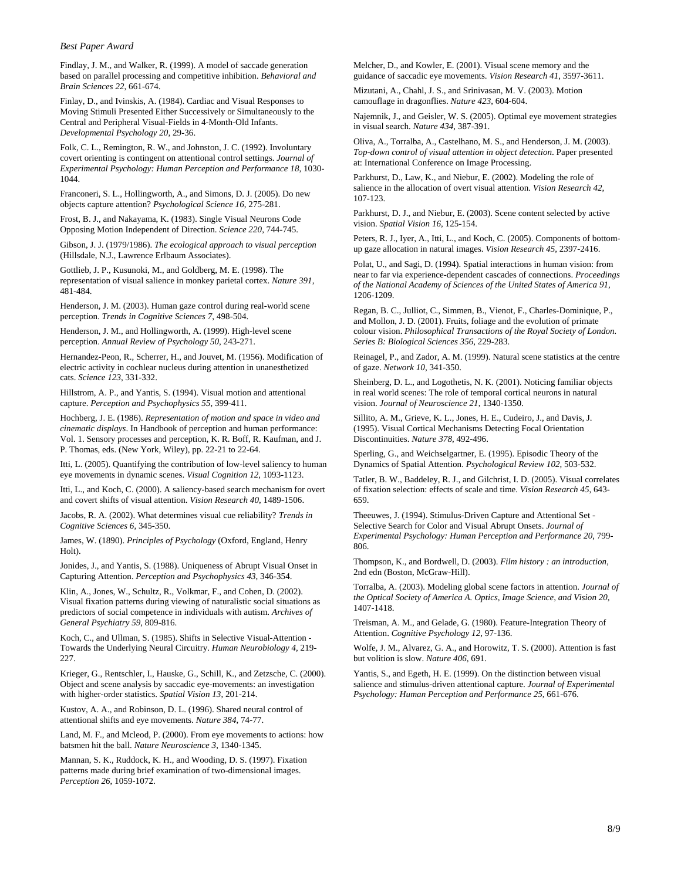Findlay, J. M., and Walker, R. (1999). A model of saccade generation based on parallel processing and competitive inhibition. *Behavioral and Brain Sciences 22*, 661-674.

Finlay, D., and Ivinskis, A. (1984). Cardiac and Visual Responses to Moving Stimuli Presented Either Successively or Simultaneously to the Central and Peripheral Visual-Fields in 4-Month-Old Infants. *Developmental Psychology 20*, 29-36.

Folk, C. L., Remington, R. W., and Johnston, J. C. (1992). Involuntary covert orienting is contingent on attentional control settings. *Journal of Experimental Psychology: Human Perception and Performance 18*, 1030-1044.

Franconeri, S. L., Hollingworth, A., and Simons, D. J. (2005). Do new objects capture attention? *Psychological Science 16*, 275-281.

Frost, B. J., and Nakayama, K. (1983). Single Visual Neurons Code Opposing Motion Independent of Direction. *Science 220*, 744-745.

Gibson, J. J. (1979/1986). *The ecological approach to visual perception* (Hillsdale, N.J., Lawrence Erlbaum Associates).

Gottlieb, J. P., Kusunoki, M., and Goldberg, M. E. (1998). The representation of visual salience in monkey parietal cortex. *Nature 391*, 481-484.

Henderson, J. M. (2003). Human gaze control during real-world scene perception. *Trends in Cognitive Sciences 7*, 498-504.

Henderson, J. M., and Hollingworth, A. (1999). High-level scene perception. *Annual Review of Psychology 50*, 243-271.

Hernandez-Peon, R., Scherrer, H., and Jouvet, M. (1956). Modification of electric activity in cochlear nucleus during attention in unanesthetized cats. *Science 123*, 331-332.

Hillstrom, A. P., and Yantis, S. (1994). Visual motion and attentional capture. *Perception and Psychophysics 55*, 399-411.

Hochberg, J. E. (1986). *Representation of motion and space in video and cinematic displays*. In Handbook of perception and human performance: Vol. 1. Sensory processes and perception, K. R. Boff, R. Kaufman, and J. P. Thomas, eds. (New York, Wiley), pp. 22-21 to 22-64.

Itti, L. (2005). Quantifying the contribution of low-level saliency to human eye movements in dynamic scenes. *Visual Cognition 12*, 1093-1123.

Itti, L., and Koch, C. (2000). A saliency-based search mechanism for overt and covert shifts of visual attention. *Vision Research 40*, 1489-1506.

Jacobs, R. A. (2002). What determines visual cue reliability? *Trends in Cognitive Sciences 6*, 345-350.

James, W. (1890). *Principles of Psychology* (Oxford, England, Henry Holt).

Jonides, J., and Yantis, S. (1988). Uniqueness of Abrupt Visual Onset in Capturing Attention. *Perception and Psychophysics 43*, 346-354.

Klin, A., Jones, W., Schultz, R., Volkmar, F., and Cohen, D. (2002). Visual fixation patterns during viewing of naturalistic social situations as predictors of social competence in individuals with autism. *Archives of General Psychiatry 59*, 809-816.

Koch, C., and Ullman, S. (1985). Shifts in Selective Visual-Attention - Towards the Underlying Neural Circuitry. *Human Neurobiology 4*, 219-227.

Krieger, G., Rentschler, I., Hauske, G., Schill, K., and Zetzsche, C. (2000). Object and scene analysis by saccadic eye-movements: an investigation with higher-order statistics. *Spatial Vision 13*, 201-214.

Kustov, A. A., and Robinson, D. L. (1996). Shared neural control of attentional shifts and eye movements. *Nature 384*, 74-77.

Land, M. F., and Mcleod, P. (2000). From eye movements to actions: how batsmen hit the ball. *Nature Neuroscience 3*, 1340-1345.

Mannan, S. K., Ruddock, K. H., and Wooding, D. S. (1997). Fixation patterns made during brief examination of two-dimensional images. *Perception 26*, 1059-1072.

Melcher, D., and Kowler, E. (2001). Visual scene memory and the guidance of saccadic eye movements. *Vision Research 41*, 3597-3611.

Mizutani, A., Chahl, J. S., and Srinivasan, M. V. (2003). Motion camouflage in dragonflies. *Nature 423*, 604-604.

Najemnik, J., and Geisler, W. S. (2005). Optimal eye movement strategies in visual search. *Nature 434*, 387-391.

Oliva, A., Torralba, A., Castelhano, M. S., and Henderson, J. M. (2003). *Top-down control of visual attention in object detection*. Paper presented at: International Conference on Image Processing.

Parkhurst, D., Law, K., and Niebur, E. (2002). Modeling the role of salience in the allocation of overt visual attention. *Vision Research 42*, 107-123.

Parkhurst, D. J., and Niebur, E. (2003). Scene content selected by active vision. *Spatial Vision 16*, 125-154.

Peters, R. J., Iyer, A., Itti, L., and Koch, C. (2005). Components of bottom-up gaze allocation in natural images. *Vision Research 45*, 2397-2416.

Polat, U., and Sagi, D. (1994). Spatial interactions in human vision: from near to far via experience-dependent cascades of connections. *Proceedings of the National Academy of Sciences of the United States of America 91*, 1206-1209.

Regan, B. C., Julliot, C., Simmen, B., Vienot, F., Charles-Dominique, P., and Mollon, J. D. (2001). Fruits, foliage and the evolution of primate colour vision. *Philosophical Transactions of the Royal Society of London. Series B: Biological Sciences 356*, 229-283.

Reinagel, P., and Zador, A. M. (1999). Natural scene statistics at the centre of gaze. *Network 10*, 341-350.

Sheinberg, D. L., and Logothetis, N. K. (2001). Noticing familiar objects in real world scenes: The role of temporal cortical neurons in natural vision. *Journal of Neuroscience 21*, 1340-1350.

Sillito, A. M., Grieve, K. L., Jones, H. E., Cudeiro, J., and Davis, J. (1995). Visual Cortical Mechanisms Detecting Focal Orientation Discontinuities. *Nature 378*, 492-496.

Sperling, G., and Weichselgartner, E. (1995). Episodic Theory of the Dynamics of Spatial Attention. *Psychological Review 102*, 503-532.

Tatler, B. W., Baddeley, R. J., and Gilchrist, I. D. (2005). Visual correlates of fixation selection: effects of scale and time. *Vision Research 45*, 643-659.

Theeuwes, J. (1994). Stimulus-Driven Capture and Attentional Set - Selective Search for Color and Visual Abrupt Onsets. *Journal of Experimental Psychology: Human Perception and Performance 20*, 799-806.

Thompson, K., and Bordwell, D. (2003). *Film history : an introduction*, 2nd edn (Boston, McGraw-Hill).

Torralba, A. (2003). Modeling global scene factors in attention. *Journal of the Optical Society of America A. Optics, Image Science, and Vision 20*, 1407-1418.

Treisman, A. M., and Gelade, G. (1980). Feature-Integration Theory of Attention. *Cognitive Psychology 12*, 97-136.

Wolfe, J. M., Alvarez, G. A., and Horowitz, T. S. (2000). Attention is fast but volition is slow. *Nature 406*, 691.

Yantis, S., and Egeth, H. E. (1999). On the distinction between visual salience and stimulus-driven attentional capture. *Journal of Experimental Psychology: Human Perception and Performance 25*, 661-676.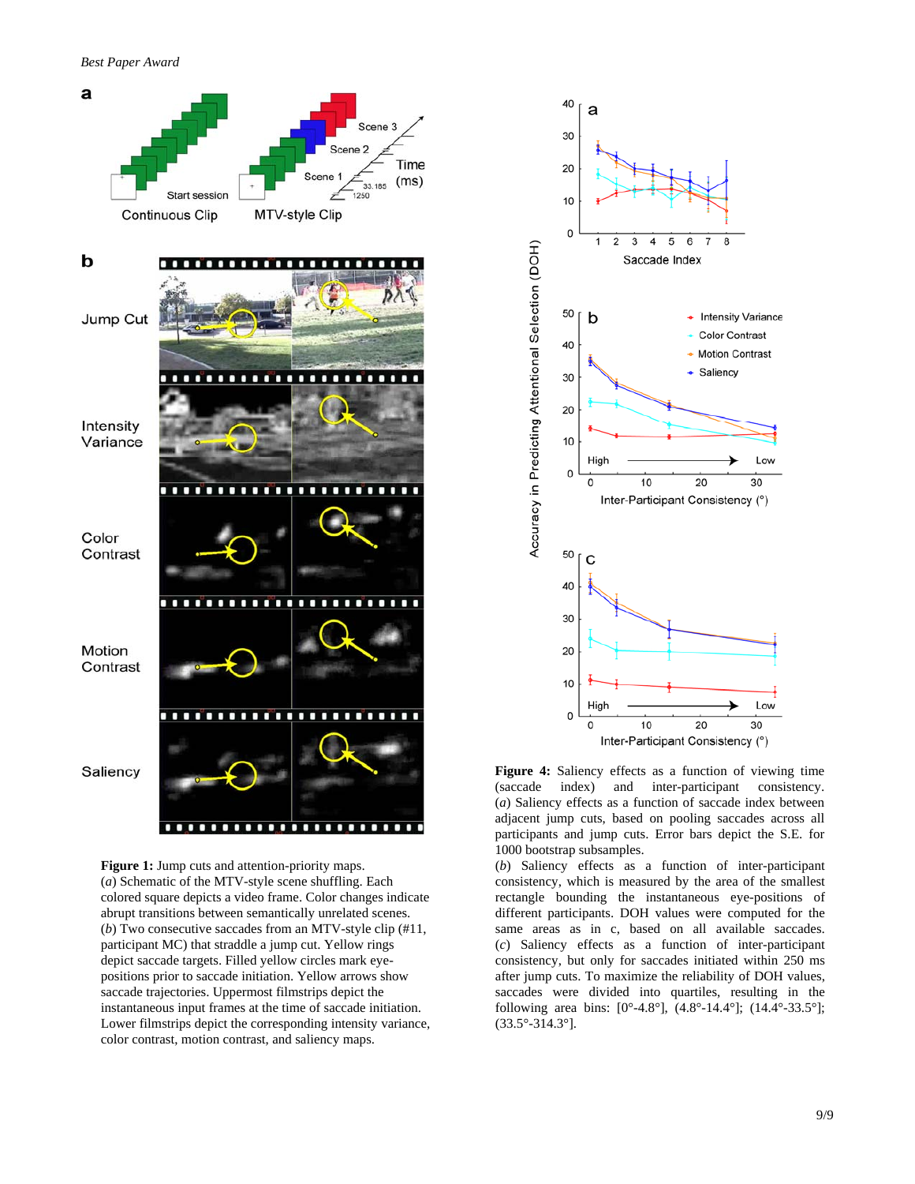a

Start session

Continuous Clip

Scene 1

Scene 2

Scene 3

Time (ms)

33.185

1250

MTV-style Clip

b

Jump Cut

Intensity Variance

Color Contrast

Motion Contrast

Saliency

**Figure 1:** Jump cuts and attention-priority maps.
(*a*) Schematic of the MTV-style scene shuffling. Each colored square depicts a video frame. Color changes indicate abrupt transitions between semantically unrelated scenes.
(*b*) Two consecutive saccades from an MTV-style clip (#11, participant MC) that straddle a jump cut. Yellow rings depict saccade targets. Filled yellow circles mark eye-positions prior to saccade initiation. Yellow arrows show saccade trajectories. Uppermost filmstrips depict the instantaneous input frames at the time of saccade initiation. Lower filmstrips depict the corresponding intensity variance, color contrast, motion contrast, and saliency maps.

Accuracy in Predicting Attentional Selection (DOH)

a

0
10
20
30
40

1 2 3 4 5 6 7 8

Saccade Index

b

Intensity Variance

Color Contrast

Motion Contrast

Saliency

0
10
20
30
40
50

High → Low

0 10 20 30

Inter-Participant Consistency (°)

c

0
10
20
30
40
50

High → Low

0 10 20 30

Inter-Participant Consistency (°)

**Figure 4:** Saliency effects as a function of viewing time (saccade index) and inter-participant consistency. (*a*) Saliency effects as a function of saccade index between adjacent jump cuts, based on pooling saccades across all participants and jump cuts. Error bars depict the S.E. for 1000 bootstrap subsamples.
(*b*) Saliency effects as a function of inter-participant consistency, which is measured by the area of the smallest rectangle bounding the instantaneous eye-positions of different participants. DOH values were computed for the same areas as in c, based on all available saccades.
(*c*) Saliency effects as a function of inter-participant consistency, but only for saccades initiated within 250 ms after jump cuts. To maximize the reliability of DOH values, saccades were divided into quartiles, resulting in the following area bins: [0°-4.8°], (4.8°-14.4°]; (14.4°-33.5°]; (33.5°-314.3°].